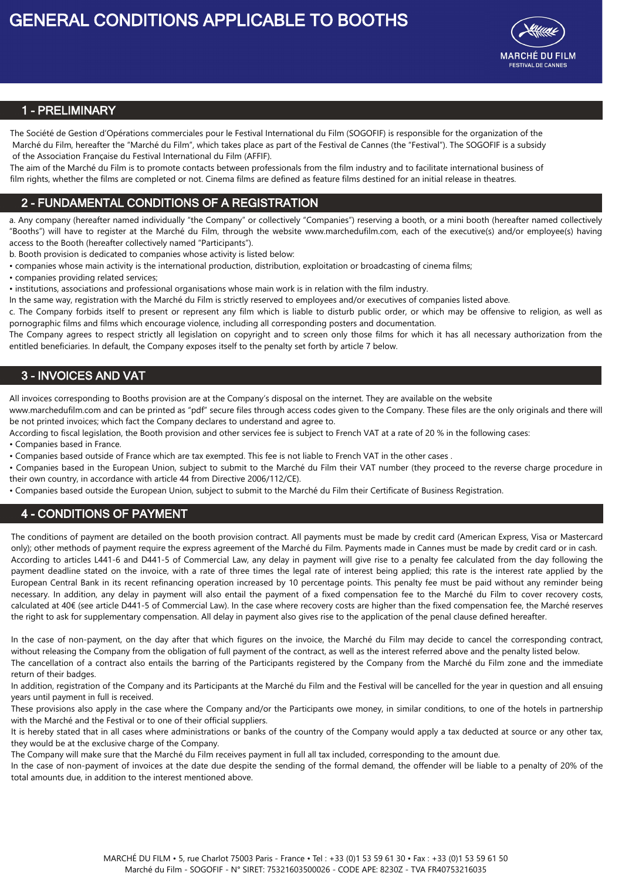# GENERAL CONDITIONS APPLICABLE TO BOOTHS

## 1 - PRELIMINARY

The Société de Gestion d'Opérations commerciales pour le Festival International du Film (SOGOFIF) is responsible for the organization of the Marché du Film, hereafter the "Marché du Film", which takes place as part of the Festival de Cannes (the "Festival"). The SOGOFIF is a subsidy of the Association Française du Festival International du Film (AFFIF).
The aim of the Marché du Film is to promote contacts between professionals from the film industry and to facilitate international business of film rights, whether the films are completed or not. Cinema films are defined as feature films destined for an initial release in theatres.

## 2 - FUNDAMENTAL CONDITIONS OF A REGISTRATION

a. Any company (hereafter named individually "the Company" or collectively "Companies") reserving a booth, or a mini booth (hereafter named collectively "Booths") will have to register at the Marché du Film, through the website www.marchedufilm.com, each of the executive(s) and/or employee(s) having access to the Booth (hereafter collectively named "Participants").
b. Booth provision is dedicated to companies whose activity is listed below:
- companies whose main activity is the international production, distribution, exploitation or broadcasting of cinema films;
- companies providing related services;
- institutions, associations and professional organisations whose main work is in relation with the film industry.

In the same way, registration with the Marché du Film is strictly reserved to employees and/or executives of companies listed above.
c. The Company forbids itself to present or represent any film which is liable to disturb public order, or which may be offensive to religion, as well as pornographic films and films which encourage violence, including all corresponding posters and documentation.
The Company agrees to respect strictly all legislation on copyright and to screen only those films for which it has all necessary authorization from the entitled beneficiaries. In default, the Company exposes itself to the penalty set forth by article 7 below.

## 3 - INVOICES AND VAT

All invoices corresponding to Booths provision are at the Company's disposal on the internet. They are available on the website www.marchedufilm.com and can be printed as "pdf" secure files through access codes given to the Company. These files are the only originals and there will be not printed invoices; which fact the Company declares to understand and agree to.
According to fiscal legislation, the Booth provision and other services fee is subject to French VAT at a rate of 20 % in the following cases:
- Companies based in France.
- Companies based outside of France which are tax exempted. This fee is not liable to French VAT in the other cases .
- Companies based in the European Union, subject to submit to the Marché du Film their VAT number (they proceed to the reverse charge procedure in their own country, in accordance with article 44 from Directive 2006/112/CE).
- Companies based outside the European Union, subject to submit to the Marché du Film their Certificate of Business Registration.

## 4 - CONDITIONS OF PAYMENT

The conditions of payment are detailed on the booth provision contract. All payments must be made by credit card (American Express, Visa or Mastercard only); other methods of payment require the express agreement of the Marché du Film. Payments made in Cannes must be made by credit card or in cash.
According to articles L441-6 and D441-5 of Commercial Law, any delay in payment will give rise to a penalty fee calculated from the day following the payment deadline stated on the invoice, with a rate of three times the legal rate of interest being applied; this rate is the interest rate applied by the European Central Bank in its recent refinancing operation increased by 10 percentage points. This penalty fee must be paid without any reminder being necessary. In addition, any delay in payment will also entail the payment of a fixed compensation fee to the Marché du Film to cover recovery costs, calculated at 40€ (see article D441-5 of Commercial Law). In the case where recovery costs are higher than the fixed compensation fee, the Marché reserves the right to ask for supplementary compensation. All delay in payment also gives rise to the application of the penal clause defined hereafter.

In the case of non-payment, on the day after that which figures on the invoice, the Marché du Film may decide to cancel the corresponding contract, without releasing the Company from the obligation of full payment of the contract, as well as the interest referred above and the penalty listed below.
The cancellation of a contract also entails the barring of the Participants registered by the Company from the Marché du Film zone and the immediate return of their badges.
In addition, registration of the Company and its Participants at the Marché du Film and the Festival will be cancelled for the year in question and all ensuing years until payment in full is received.
These provisions also apply in the case where the Company and/or the Participants owe money, in similar conditions, to one of the hotels in partnership with the Marché and the Festival or to one of their official suppliers.
It is hereby stated that in all cases where administrations or banks of the country of the Company would apply a tax deducted at source or any other tax, they would be at the exclusive charge of the Company.
The Company will make sure that the Marché du Film receives payment in full all tax included, corresponding to the amount due.
In the case of non-payment of invoices at the date due despite the sending of the formal demand, the offender will be liable to a penalty of 20% of the total amounts due, in addition to the interest mentioned above.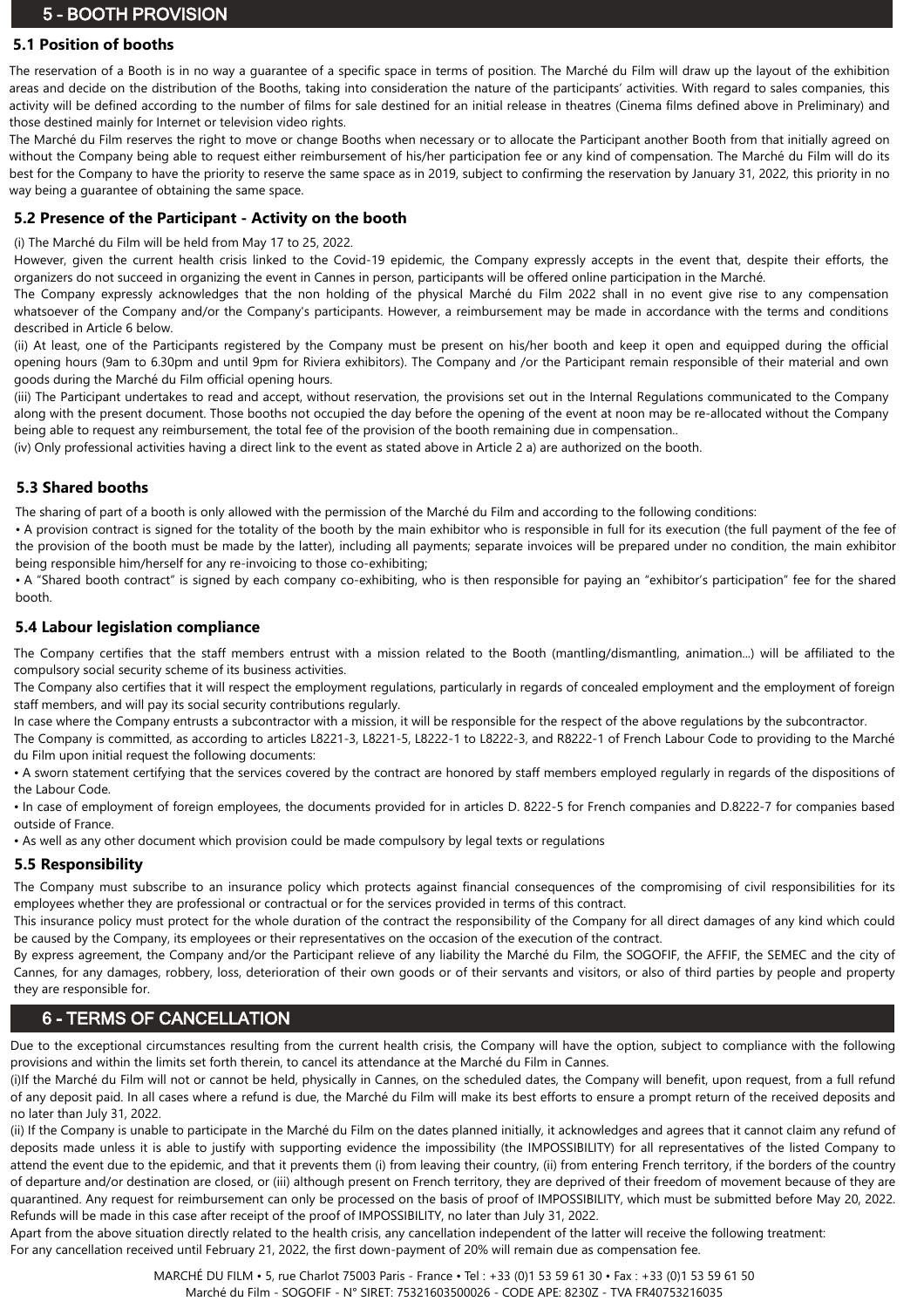## 5 - BOOTH PROVISION

### 5.1 Position of booths

The reservation of a Booth is in no way a guarantee of a specific space in terms of position. The Marché du Film will draw up the layout of the exhibition areas and decide on the distribution of the Booths, taking into consideration the nature of the participants' activities. With regard to sales companies, this activity will be defined according to the number of films for sale destined for an initial release in theatres (Cinema films defined above in Preliminary) and those destined mainly for Internet or television video rights.

The Marché du Film reserves the right to move or change Booths when necessary or to allocate the Participant another Booth from that initially agreed on without the Company being able to request either reimbursement of his/her participation fee or any kind of compensation. The Marché du Film will do its best for the Company to have the priority to reserve the same space as in 2019, subject to confirming the reservation by January 31, 2022, this priority in no way being a guarantee of obtaining the same space.

### 5.2 Presence of the Participant - Activity on the booth

(i) The Marché du Film will be held from May 17 to 25, 2022.

However, given the current health crisis linked to the Covid-19 epidemic, the Company expressly accepts in the event that, despite their efforts, the organizers do not succeed in organizing the event in Cannes in person, participants will be offered online participation in the Marché.

The Company expressly acknowledges that the non holding of the physical Marché du Film 2022 shall in no event give rise to any compensation whatsoever of the Company and/or the Company's participants. However, a reimbursement may be made in accordance with the terms and conditions described in Article 6 below.

(ii) At least, one of the Participants registered by the Company must be present on his/her booth and keep it open and equipped during the official opening hours (9am to 6.30pm and until 9pm for Riviera exhibitors). The Company and /or the Participant remain responsible of their material and own goods during the Marché du Film official opening hours.

(iii) The Participant undertakes to read and accept, without reservation, the provisions set out in the Internal Regulations communicated to the Company along with the present document. Those booths not occupied the day before the opening of the event at noon may be re-allocated without the Company being able to request any reimbursement, the total fee of the provision of the booth remaining due in compensation..

(iv) Only professional activities having a direct link to the event as stated above in Article 2 a) are authorized on the booth.

### 5.3 Shared booths

The sharing of part of a booth is only allowed with the permission of the Marché du Film and according to the following conditions:

• A provision contract is signed for the totality of the booth by the main exhibitor who is responsible in full for its execution (the full payment of the fee of the provision of the booth must be made by the latter), including all payments; separate invoices will be prepared under no condition, the main exhibitor being responsible him/herself for any re-invoicing to those co-exhibiting;

• A "Shared booth contract" is signed by each company co-exhibiting, who is then responsible for paying an "exhibitor's participation" fee for the shared booth.

### 5.4 Labour legislation compliance

The Company certifies that the staff members entrust with a mission related to the Booth (mantling/dismantling, animation...) will be affiliated to the compulsory social security scheme of its business activities.

The Company also certifies that it will respect the employment regulations, particularly in regards of concealed employment and the employment of foreign staff members, and will pay its social security contributions regularly.

In case where the Company entrusts a subcontractor with a mission, it will be responsible for the respect of the above regulations by the subcontractor.

The Company is committed, as according to articles L8221-3, L8221-5, L8222-1 to L8222-3, and R8222-1 of French Labour Code to providing to the Marché du Film upon initial request the following documents:

• A sworn statement certifying that the services covered by the contract are honored by staff members employed regularly in regards of the dispositions of the Labour Code.

• In case of employment of foreign employees, the documents provided for in articles D. 8222-5 for French companies and D.8222-7 for companies based outside of France.

• As well as any other document which provision could be made compulsory by legal texts or regulations

### 5.5 Responsibility

The Company must subscribe to an insurance policy which protects against financial consequences of the compromising of civil responsibilities for its employees whether they are professional or contractual or for the services provided in terms of this contract.

This insurance policy must protect for the whole duration of the contract the responsibility of the Company for all direct damages of any kind which could be caused by the Company, its employees or their representatives on the occasion of the execution of the contract.

By express agreement, the Company and/or the Participant relieve of any liability the Marché du Film, the SOGOFIF, the AFFIF, the SEMEC and the city of Cannes, for any damages, robbery, loss, deterioration of their own goods or of their servants and visitors, or also of third parties by people and property they are responsible for.

## 6 - TERMS OF CANCELLATION

Due to the exceptional circumstances resulting from the current health crisis, the Company will have the option, subject to compliance with the following provisions and within the limits set forth therein, to cancel its attendance at the Marché du Film in Cannes.

(i)If the Marché du Film will not or cannot be held, physically in Cannes, on the scheduled dates, the Company will benefit, upon request, from a full refund of any deposit paid. In all cases where a refund is due, the Marché du Film will make its best efforts to ensure a prompt return of the received deposits and no later than July 31, 2022.

(ii) If the Company is unable to participate in the Marché du Film on the dates planned initially, it acknowledges and agrees that it cannot claim any refund of deposits made unless it is able to justify with supporting evidence the impossibility (the IMPOSSIBILITY) for all representatives of the listed Company to attend the event due to the epidemic, and that it prevents them (i) from leaving their country, (ii) from entering French territory, if the borders of the country of departure and/or destination are closed, or (iii) although present on French territory, they are deprived of their freedom of movement because of they are quarantined. Any request for reimbursement can only be processed on the basis of proof of IMPOSSIBILITY, which must be submitted before May 20, 2022. Refunds will be made in this case after receipt of the proof of IMPOSSIBILITY, no later than July 31, 2022.

Apart from the above situation directly related to the health crisis, any cancellation independent of the latter will receive the following treatment:

For any cancellation received until February 21, 2022, the first down-payment of 20% will remain due as compensation fee.

MARCHÉ DU FILM • 5, rue Charlot 75003 Paris - France • Tel : +33 (0)1 53 59 61 30 • Fax : +33 (0)1 53 59 61 50
Marché du Film - SOGOFIF - N° SIRET: 75321603500026 - CODE APE: 8230Z - TVA FR40753216035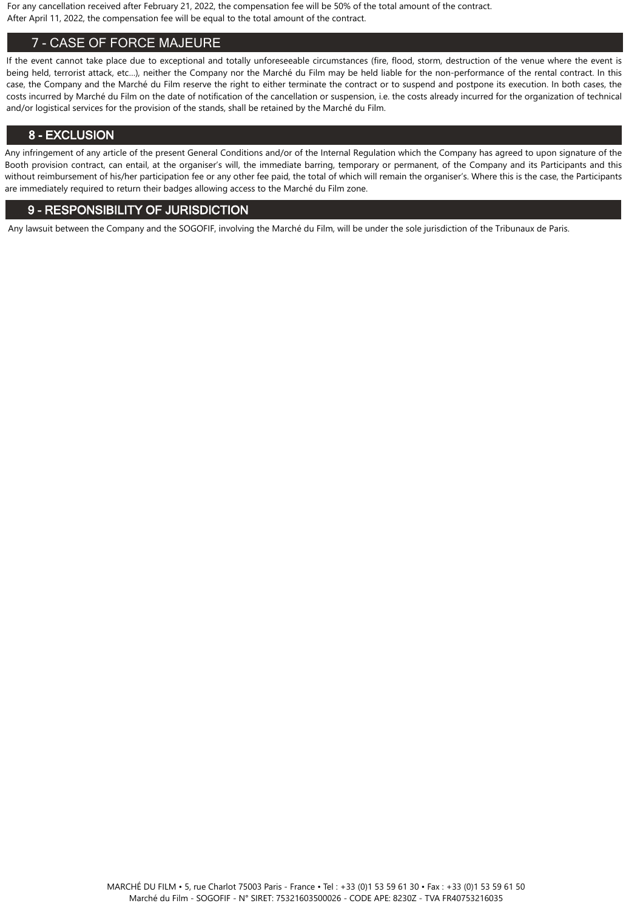For any cancellation received after February 21, 2022, the compensation fee will be 50% of the total amount of the contract.
After April 11, 2022, the compensation fee will be equal to the total amount of the contract.

## 7 - CASE OF FORCE MAJEURE

If the event cannot take place due to exceptional and totally unforeseeable circumstances (fire, flood, storm, destruction of the venue where the event is being held, terrorist attack, etc...), neither the Company nor the Marché du Film may be held liable for the non-performance of the rental contract. In this case, the Company and the Marché du Film reserve the right to either terminate the contract or to suspend and postpone its execution. In both cases, the costs incurred by Marché du Film on the date of notification of the cancellation or suspension, i.e. the costs already incurred for the organization of technical and/or logistical services for the provision of the stands, shall be retained by the Marché du Film.

## 8 - EXCLUSION

Any infringement of any article of the present General Conditions and/or of the Internal Regulation which the Company has agreed to upon signature of the Booth provision contract, can entail, at the organiser's will, the immediate barring, temporary or permanent, of the Company and its Participants and this without reimbursement of his/her participation fee or any other fee paid, the total of which will remain the organiser's. Where this is the case, the Participants are immediately required to return their badges allowing access to the Marché du Film zone.

## 9 - RESPONSIBILITY OF JURISDICTION

Any lawsuit between the Company and the SOGOFIF, involving the Marché du Film, will be under the sole jurisdiction of the Tribunaux de Paris.